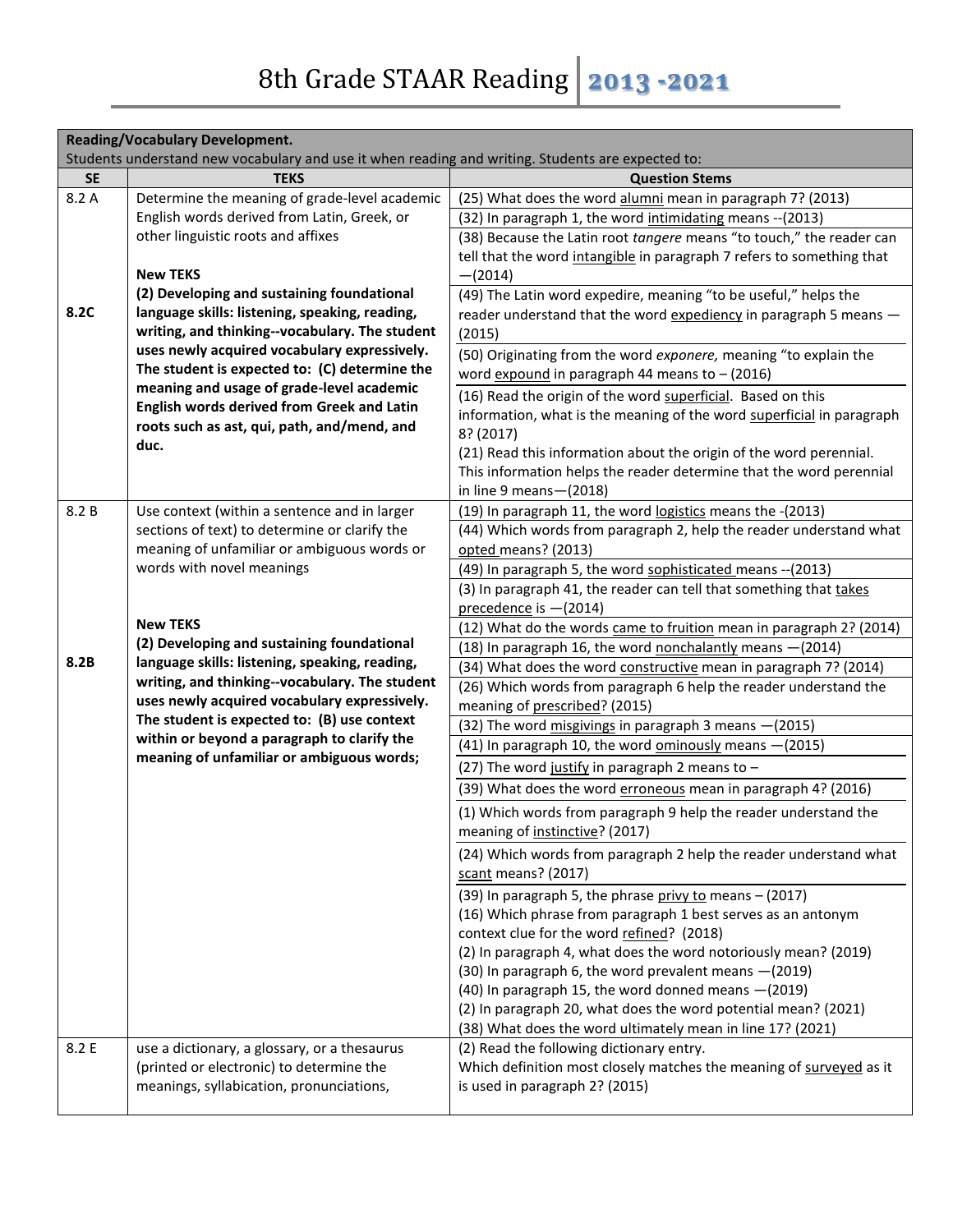# 8th Grade STAAR Reading 2013 -2021

| Reading/Vocabulary Development. Students understand new vocabulary and use it when reading and writing. Students are expected to: | | |
|---|---|---|
| **SE** | **TEKS** | **Question Stems** |
| 8.2 A<br><br>**8.2C** | Determine the meaning of grade-level academic English words derived from Latin, Greek, or other linguistic roots and affixes<br><br>**New TEKS**<br>**(2) Developing and sustaining foundational language skills: listening, speaking, reading, writing, and thinking--vocabulary. The student uses newly acquired vocabulary expressively. The student is expected to: (C) determine the meaning and usage of grade-level academic English words derived from Greek and Latin roots such as ast, qui, path, and/mend, and duc.** | (25) What does the word alumni mean in paragraph 7? (2013)<br>(32) In paragraph 1, the word intimidating means --(2013)<br>(38) Because the Latin root *tangere* means "to touch," the reader can tell that the word intangible in paragraph 7 refers to something that —(2014)<br>(49) The Latin word expedire, meaning "to be useful," helps the reader understand that the word expediency in paragraph 5 means —(2015)<br>(50) Originating from the word *exponere,* meaning "to explain the word expound in paragraph 44 means to – (2016)<br>(16) Read the origin of the word superficial. Based on this information, what is the meaning of the word superficial in paragraph 8? (2017)<br>(21) Read this information about the origin of the word perennial. This information helps the reader determine that the word perennial in line 9 means—(2018) |
| 8.2 B<br><br>**8.2B** | Use context (within a sentence and in larger sections of text) to determine or clarify the meaning of unfamiliar or ambiguous words or words with novel meanings<br><br>**New TEKS**<br>**(2) Developing and sustaining foundational language skills: listening, speaking, reading, writing, and thinking--vocabulary. The student uses newly acquired vocabulary expressively. The student is expected to: (B) use context within or beyond a paragraph to clarify the meaning of unfamiliar or ambiguous words;** | (19) In paragraph 11, the word logistics means the -(2013)<br>(44) Which words from paragraph 2, help the reader understand what opted means? (2013)<br>(49) In paragraph 5, the word sophisticated means --(2013)<br>(3) In paragraph 41, the reader can tell that something that takes precedence is —(2014)<br>(12) What do the words came to fruition mean in paragraph 2? (2014)<br>(18) In paragraph 16, the word nonchalantly means —(2014)<br>(34) What does the word constructive mean in paragraph 7? (2014)<br>(26) Which words from paragraph 6 help the reader understand the meaning of prescribed? (2015)<br>(32) The word misgivings in paragraph 3 means —(2015)<br>(41) In paragraph 10, the word ominously means —(2015)<br>(27) The word justify in paragraph 2 means to –<br>(39) What does the word erroneous mean in paragraph 4? (2016)<br>(1) Which words from paragraph 9 help the reader understand the meaning of instinctive? (2017)<br>(24) Which words from paragraph 2 help the reader understand what scant means? (2017)<br>(39) In paragraph 5, the phrase privy to means – (2017)<br>(16) Which phrase from paragraph 1 best serves as an antonym context clue for the word refined? (2018)<br>(2) In paragraph 4, what does the word notoriously mean? (2019)<br>(30) In paragraph 6, the word prevalent means —(2019)<br>(40) In paragraph 15, the word donned means —(2019)<br>(2) In paragraph 20, what does the word potential mean? (2021)<br>(38) What does the word ultimately mean in line 17? (2021) |
| 8.2 E | use a dictionary, a glossary, or a thesaurus (printed or electronic) to determine the meanings, syllabication, pronunciations, | (2) Read the following dictionary entry.<br>Which definition most closely matches the meaning of surveyed as it is used in paragraph 2? (2015) |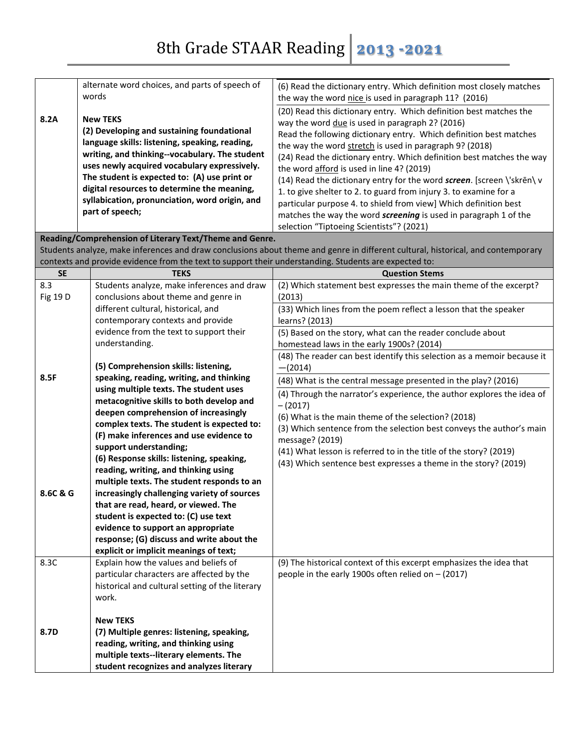| | | |
|---|---|---|
| 8.2A | alternate word choices, and parts of speech of words<br><br>**New TEKS**<br>**(2) Developing and sustaining foundational language skills: listening, speaking, reading, writing, and thinking--vocabulary. The student uses newly acquired vocabulary expressively. The student is expected to: (A) use print or digital resources to determine the meaning, syllabication, pronunciation, word origin, and part of speech;** | (6) Read the dictionary entry. Which definition most closely matches the way the word <u>nice</u> is used in paragraph 11? (2016)<br>(20) Read this dictionary entry. Which definition best matches the way the word <u>due</u> is used in paragraph 2? (2016)<br>Read the following dictionary entry. Which definition best matches the way the word <u>stretch</u> is used in paragraph 9? (2018)<br>(24) Read the dictionary entry. Which definition best matches the way the word <u>afford</u> is used in line 4? (2019)<br>(14) Read the dictionary entry for the word ***screen***. [screen \'skrēn\ v 1. to give shelter to 2. to guard from injury 3. to examine for a particular purpose 4. to shield from view] Which definition best matches the way the word ***screening*** is used in paragraph 1 of the selection "Tiptoeing Scientists"? (2021) |

**Reading/Comprehension of Literary Text/Theme and Genre.**
Students analyze, make inferences and draw conclusions about theme and genre in different cultural, historical, and contemporary contexts and provide evidence from the text to support their understanding. Students are expected to:

| SE | TEKS | Question Stems |
|---|---|---|
| 8.3<br>Fig 19 D<br><br><br><br><br>8.5F<br><br><br><br><br><br><br><br><br>8.6C & G | Students analyze, make inferences and draw conclusions about theme and genre in different cultural, historical, and contemporary contexts and provide evidence from the text to support their understanding.<br><br>**(5) Comprehension skills: listening, speaking, reading, writing, and thinking using multiple texts. The student uses metacognitive skills to both develop and deepen comprehension of increasingly complex texts. The student is expected to: (F) make inferences and use evidence to support understanding;**<br>**(6) Response skills: listening, speaking, reading, writing, and thinking using multiple texts. The student responds to an increasingly challenging variety of sources that are read, heard, or viewed. The student is expected to: (C) use text evidence to support an appropriate response; (G) discuss and write about the explicit or implicit meanings of text;** | (2) Which statement best expresses the main theme of the excerpt? (2013)<br>(33) Which lines from the poem reflect a lesson that the speaker learns? (2013)<br>(5) Based on the story, what can the reader conclude about homestead laws in the early 1900s? (2014)<br>(48) The reader can best identify this selection as a memoir because it —(2014)<br>(48) What is the central message presented in the play? (2016)<br>(4) Through the narrator's experience, the author explores the idea of – (2017)<br>(6) What is the main theme of the selection? (2018)<br>(3) Which sentence from the selection best conveys the author's main message? (2019)<br>(41) What lesson is referred to in the title of the story? (2019)<br>(43) Which sentence best expresses a theme in the story? (2019) |
| 8.3C<br><br><br><br><br>8.7D | Explain how the values and beliefs of particular characters are affected by the historical and cultural setting of the literary work.<br><br>**New TEKS**<br>**(7) Multiple genres: listening, speaking, reading, writing, and thinking using multiple texts--literary elements. The student recognizes and analyzes literary** | (9) The historical context of this excerpt emphasizes the idea that people in the early 1900s often relied on – (2017) |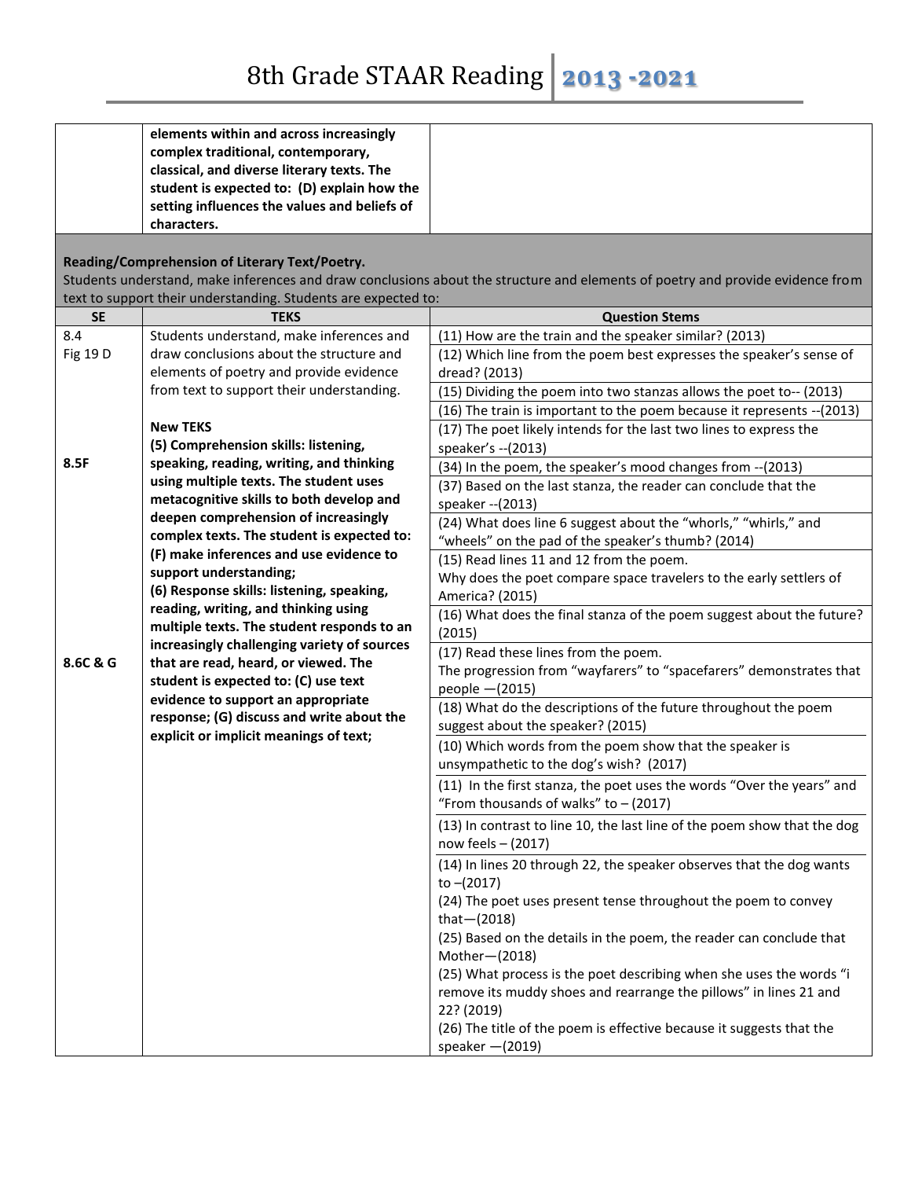| | **elements within and across increasingly complex traditional, contemporary, classical, and diverse literary texts. The student is expected to: (D) explain how the setting influences the values and beliefs of characters.** | |
|---|---|---|

**Reading/Comprehension of Literary Text/Poetry.**
Students understand, make inferences and draw conclusions about the structure and elements of poetry and provide evidence from text to support their understanding. Students are expected to:

| SE | TEKS | Question Stems |
|---|---|---|
| 8.4<br>Fig 19 D<br><br><br><br>**8.5F**<br><br><br><br><br><br><br>**8.6C & G** | Students understand, make inferences and draw conclusions about the structure and elements of poetry and provide evidence from text to support their understanding.<br><br>**New TEKS**<br>**(5) Comprehension skills: listening, speaking, reading, writing, and thinking using multiple texts. The student uses metacognitive skills to both develop and deepen comprehension of increasingly complex texts. The student is expected to: (F) make inferences and use evidence to support understanding;**<br>**(6) Response skills: listening, speaking, reading, writing, and thinking using multiple texts. The student responds to an increasingly challenging variety of sources that are read, heard, or viewed. The student is expected to: (C) use text evidence to support an appropriate response; (G) discuss and write about the explicit or implicit meanings of text;** | (11) How are the train and the speaker similar? (2013) |
| | | (12) Which line from the poem best expresses the speaker's sense of dread? (2013) |
| | | (15) Dividing the poem into two stanzas allows the poet to-- (2013) |
| | | (16) The train is important to the poem because it represents --(2013) |
| | | (17) The poet likely intends for the last two lines to express the speaker's --(2013) |
| | | (34) In the poem, the speaker's mood changes from --(2013) |
| | | (37) Based on the last stanza, the reader can conclude that the speaker --(2013) |
| | | (24) What does line 6 suggest about the "whorls," "whirls," and "wheels" on the pad of the speaker's thumb? (2014) |
| | | (15) Read lines 11 and 12 from the poem.<br>Why does the poet compare space travelers to the early settlers of America? (2015) |
| | | (16) What does the final stanza of the poem suggest about the future? (2015) |
| | | (17) Read these lines from the poem.<br>The progression from "wayfarers" to "spacefarers" demonstrates that people —(2015) |
| | | (18) What do the descriptions of the future throughout the poem suggest about the speaker? (2015) |
| | | (10) Which words from the poem show that the speaker is unsympathetic to the dog's wish? (2017) |
| | | (11) In the first stanza, the poet uses the words "Over the years" and "From thousands of walks" to – (2017) |
| | | (13) In contrast to line 10, the last line of the poem show that the dog now feels – (2017) |
| | | (14) In lines 20 through 22, the speaker observes that the dog wants to –(2017)<br>(24) The poet uses present tense throughout the poem to convey that—(2018)<br>(25) Based on the details in the poem, the reader can conclude that Mother—(2018)<br>(25) What process is the poet describing when she uses the words "i remove its muddy shoes and rearrange the pillows" in lines 21 and 22? (2019)<br>(26) The title of the poem is effective because it suggests that the speaker —(2019) |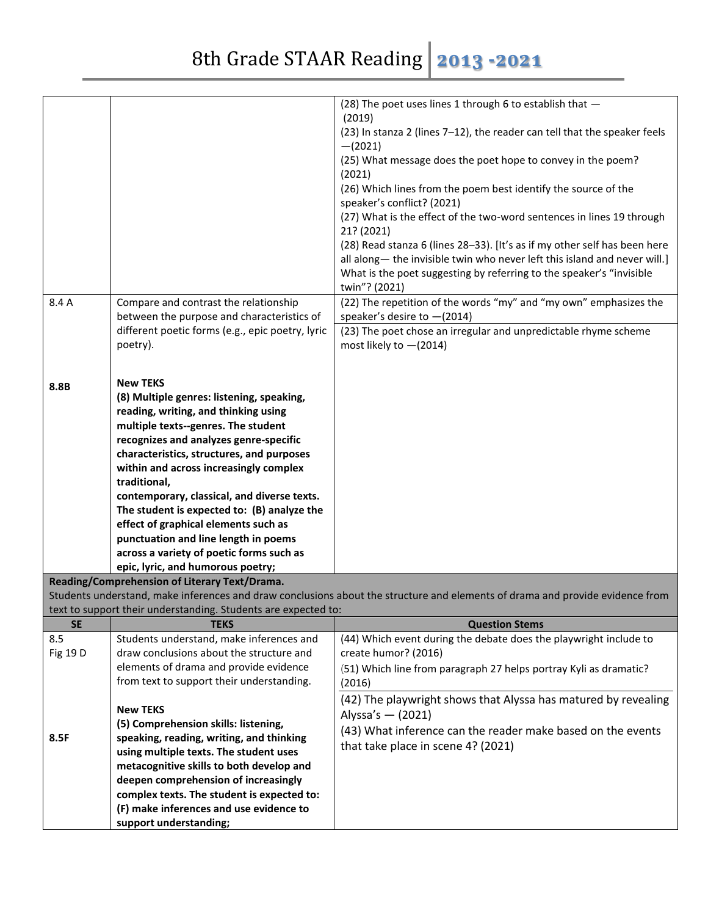| | | |
|---|---|---|
| | | (28) The poet uses lines 1 through 6 to establish that — (2019)<br>(23) In stanza 2 (lines 7–12), the reader can tell that the speaker feels —(2021)<br>(25) What message does the poet hope to convey in the poem? (2021)<br>(26) Which lines from the poem best identify the source of the speaker's conflict? (2021)<br>(27) What is the effect of the two-word sentences in lines 19 through 21? (2021)<br>(28) Read stanza 6 (lines 28–33). [It's as if my other self has been here all along— the invisible twin who never left this island and never will.] What is the poet suggesting by referring to the speaker's "invisible twin"? (2021) |
| 8.4 A<br><br>**8.8B** | Compare and contrast the relationship between the purpose and characteristics of different poetic forms (e.g., epic poetry, lyric poetry).<br><br>**New TEKS**<br>**(8) Multiple genres: listening, speaking, reading, writing, and thinking using multiple texts--genres. The student recognizes and analyzes genre-specific characteristics, structures, and purposes within and across increasingly complex traditional, contemporary, classical, and diverse texts. The student is expected to: (B) analyze the effect of graphical elements such as punctuation and line length in poems across a variety of poetic forms such as epic, lyric, and humorous poetry;** | (22) The repetition of the words "my" and "my own" emphasizes the speaker's desire to —(2014)<br>(23) The poet chose an irregular and unpredictable rhyme scheme most likely to —(2014) |

**Reading/Comprehension of Literary Text/Drama.**
Students understand, make inferences and draw conclusions about the structure and elements of drama and provide evidence from text to support their understanding. Students are expected to:

| SE | TEKS | Question Stems |
|---|---|---|
| 8.5<br>Fig 19 D<br><br>**8.5F** | Students understand, make inferences and draw conclusions about the structure and elements of drama and provide evidence from text to support their understanding.<br><br>**New TEKS**<br>**(5) Comprehension skills: listening, speaking, reading, writing, and thinking using multiple texts. The student uses metacognitive skills to both develop and deepen comprehension of increasingly complex texts. The student is expected to: (F) make inferences and use evidence to support understanding;** | (44) Which event during the debate does the playwright include to create humor? (2016)<br>(51) Which line from paragraph 27 helps portray Kyli as dramatic? (2016)<br>(42) The playwright shows that Alyssa has matured by revealing Alyssa's — (2021)<br>(43) What inference can the reader make based on the events that take place in scene 4? (2021) |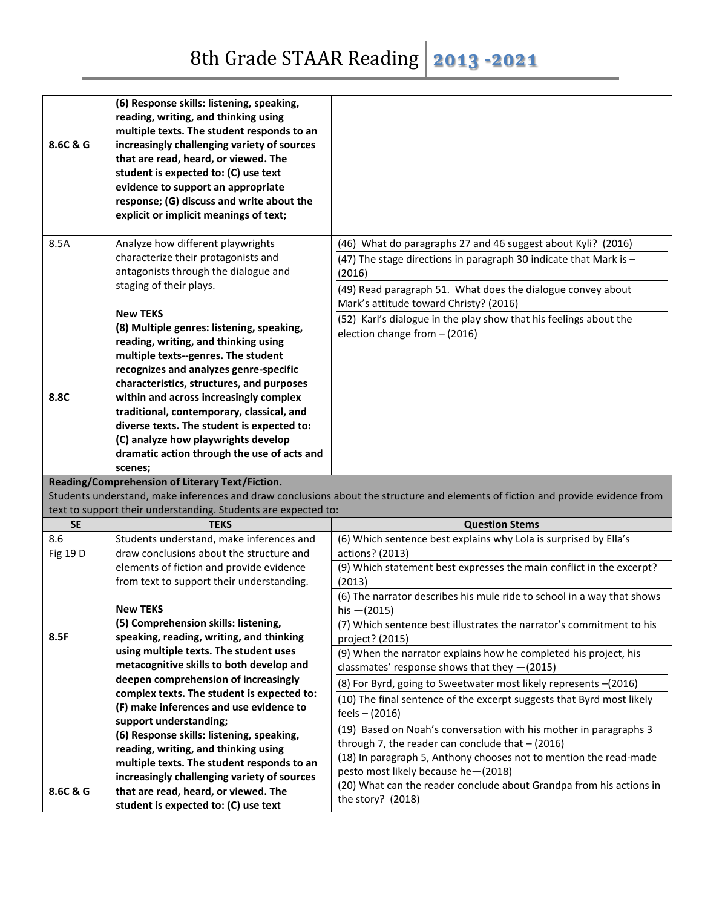# 8th Grade STAAR Reading 2013 -2021

| | | |
|---|---|---|
| 8.6C & G | **(6) Response skills: listening, speaking, reading, writing, and thinking using multiple texts. The student responds to an increasingly challenging variety of sources that are read, heard, or viewed. The student is expected to: (C) use text evidence to support an appropriate response; (G) discuss and write about the explicit or implicit meanings of text;** | |
| 8.5A<br><br>**8.8C** | Analyze how different playwrights characterize their protagonists and antagonists through the dialogue and staging of their plays.<br><br>**New TEKS**<br>**(8) Multiple genres: listening, speaking, reading, writing, and thinking using multiple texts--genres. The student recognizes and analyzes genre-specific characteristics, structures, and purposes within and across increasingly complex traditional, contemporary, classical, and diverse texts. The student is expected to: (C) analyze how playwrights develop dramatic action through the use of acts and scenes;** | (46) What do paragraphs 27 and 46 suggest about Kyli? (2016)<br>(47) The stage directions in paragraph 30 indicate that Mark is – (2016)<br>(49) Read paragraph 51. What does the dialogue convey about Mark's attitude toward Christy? (2016)<br>(52) Karl's dialogue in the play show that his feelings about the election change from – (2016) |

**Reading/Comprehension of Literary Text/Fiction.**
Students understand, make inferences and draw conclusions about the structure and elements of fiction and provide evidence from text to support their understanding. Students are expected to:

| SE | TEKS | Question Stems |
|---|---|---|
| 8.6<br>Fig 19 D<br><br>**8.5F**<br><br>**8.6C & G** | Students understand, make inferences and draw conclusions about the structure and elements of fiction and provide evidence from text to support their understanding.<br><br>**New TEKS**<br>**(5) Comprehension skills: listening, speaking, reading, writing, and thinking using multiple texts. The student uses metacognitive skills to both develop and deepen comprehension of increasingly complex texts. The student is expected to: (F) make inferences and use evidence to support understanding;**<br>**(6) Response skills: listening, speaking, reading, writing, and thinking using multiple texts. The student responds to an increasingly challenging variety of sources that are read, heard, or viewed. The student is expected to: (C) use text** | (6) Which sentence best explains why Lola is surprised by Ella's actions? (2013)<br>(9) Which statement best expresses the main conflict in the excerpt? (2013)<br>(6) The narrator describes his mule ride to school in a way that shows his —(2015)<br>(7) Which sentence best illustrates the narrator's commitment to his project? (2015)<br>(9) When the narrator explains how he completed his project, his classmates' response shows that they —(2015)<br>(8) For Byrd, going to Sweetwater most likely represents –(2016)<br>(10) The final sentence of the excerpt suggests that Byrd most likely feels – (2016)<br>(19) Based on Noah's conversation with his mother in paragraphs 3 through 7, the reader can conclude that – (2016)<br>(18) In paragraph 5, Anthony chooses not to mention the read-made pesto most likely because he—(2018)<br>(20) What can the reader conclude about Grandpa from his actions in the story? (2018) |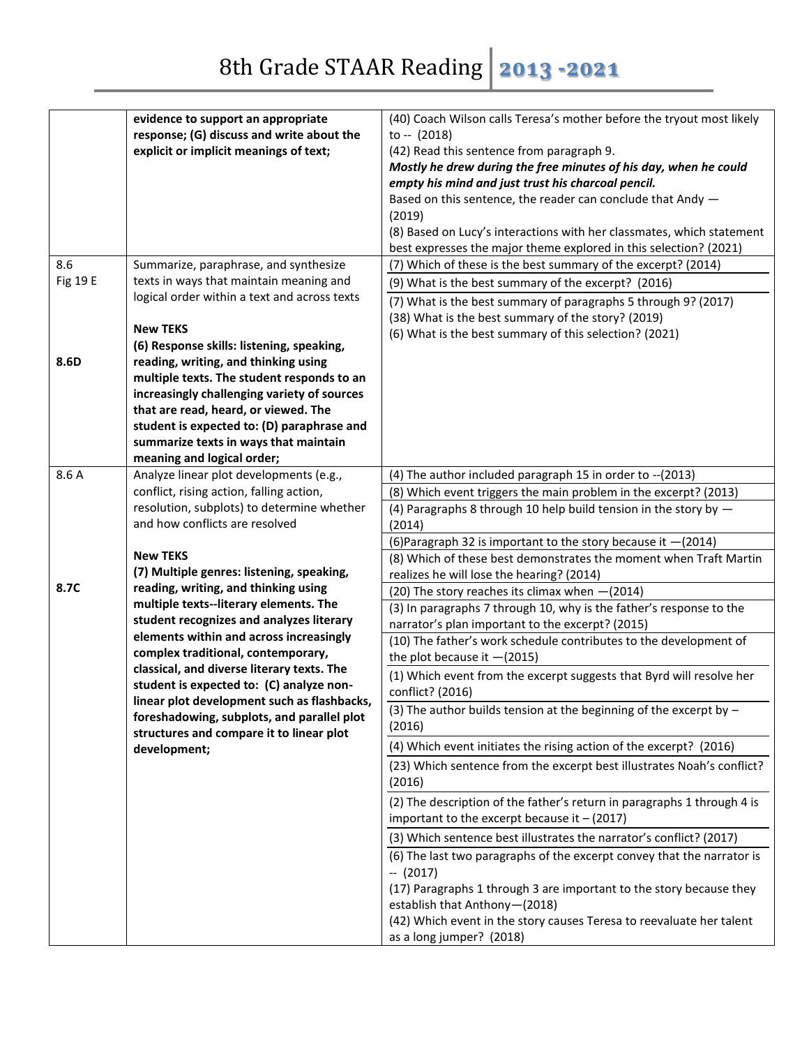| | | |
|---|---|---|
| | **evidence to support an appropriate response; (G) discuss and write about the explicit or implicit meanings of text;** | (40) Coach Wilson calls Teresa's mother before the tryout most likely to -- (2018)<br>(42) Read this sentence from paragraph 9.<br>***Mostly he drew during the free minutes of his day, when he could empty his mind and just trust his charcoal pencil.***<br>Based on this sentence, the reader can conclude that Andy — (2019)<br>(8) Based on Lucy's interactions with her classmates, which statement best expresses the major theme explored in this selection? (2021) |
| 8.6<br>Fig 19 E<br><br><br>**8.6D** | Summarize, paraphrase, and synthesize texts in ways that maintain meaning and logical order within a text and across texts<br><br>**New TEKS**<br>**(6) Response skills: listening, speaking, reading, writing, and thinking using multiple texts. The student responds to an increasingly challenging variety of sources that are read, heard, or viewed. The student is expected to: (D) paraphrase and summarize texts in ways that maintain meaning and logical order;** | (7) Which of these is the best summary of the excerpt? (2014)<br>(9) What is the best summary of the excerpt? (2016)<br>(7) What is the best summary of paragraphs 5 through 9? (2017)<br>(38) What is the best summary of the story? (2019)<br>(6) What is the best summary of this selection? (2021) |
| 8.6 A<br><br><br><br>**8.7C** | Analyze linear plot developments (e.g., conflict, rising action, falling action, resolution, subplots) to determine whether and how conflicts are resolved<br><br>**New TEKS**<br>**(7) Multiple genres: listening, speaking, reading, writing, and thinking using multiple texts--literary elements. The student recognizes and analyzes literary elements within and across increasingly complex traditional, contemporary, classical, and diverse literary texts. The student is expected to: (C) analyze non-linear plot development such as flashbacks, foreshadowing, subplots, and parallel plot structures and compare it to linear plot development;** | (4) The author included paragraph 15 in order to --(2013)<br>(8) Which event triggers the main problem in the excerpt? (2013)<br>(4) Paragraphs 8 through 10 help build tension in the story by — (2014)<br>(6)Paragraph 32 is important to the story because it —(2014)<br>(8) Which of these best demonstrates the moment when Traft Martin realizes he will lose the hearing? (2014)<br>(20) The story reaches its climax when —(2014)<br>(3) In paragraphs 7 through 10, why is the father's response to the narrator's plan important to the excerpt? (2015)<br>(10) The father's work schedule contributes to the development of the plot because it —(2015)<br>(1) Which event from the excerpt suggests that Byrd will resolve her conflict? (2016)<br>(3) The author builds tension at the beginning of the excerpt by – (2016)<br>(4) Which event initiates the rising action of the excerpt? (2016)<br>(23) Which sentence from the excerpt best illustrates Noah's conflict? (2016)<br>(2) The description of the father's return in paragraphs 1 through 4 is important to the excerpt because it – (2017)<br>(3) Which sentence best illustrates the narrator's conflict? (2017)<br>(6) The last two paragraphs of the excerpt convey that the narrator is -- (2017)<br>(17) Paragraphs 1 through 3 are important to the story because they establish that Anthony—(2018)<br>(42) Which event in the story causes Teresa to reevaluate her talent as a long jumper? (2018) |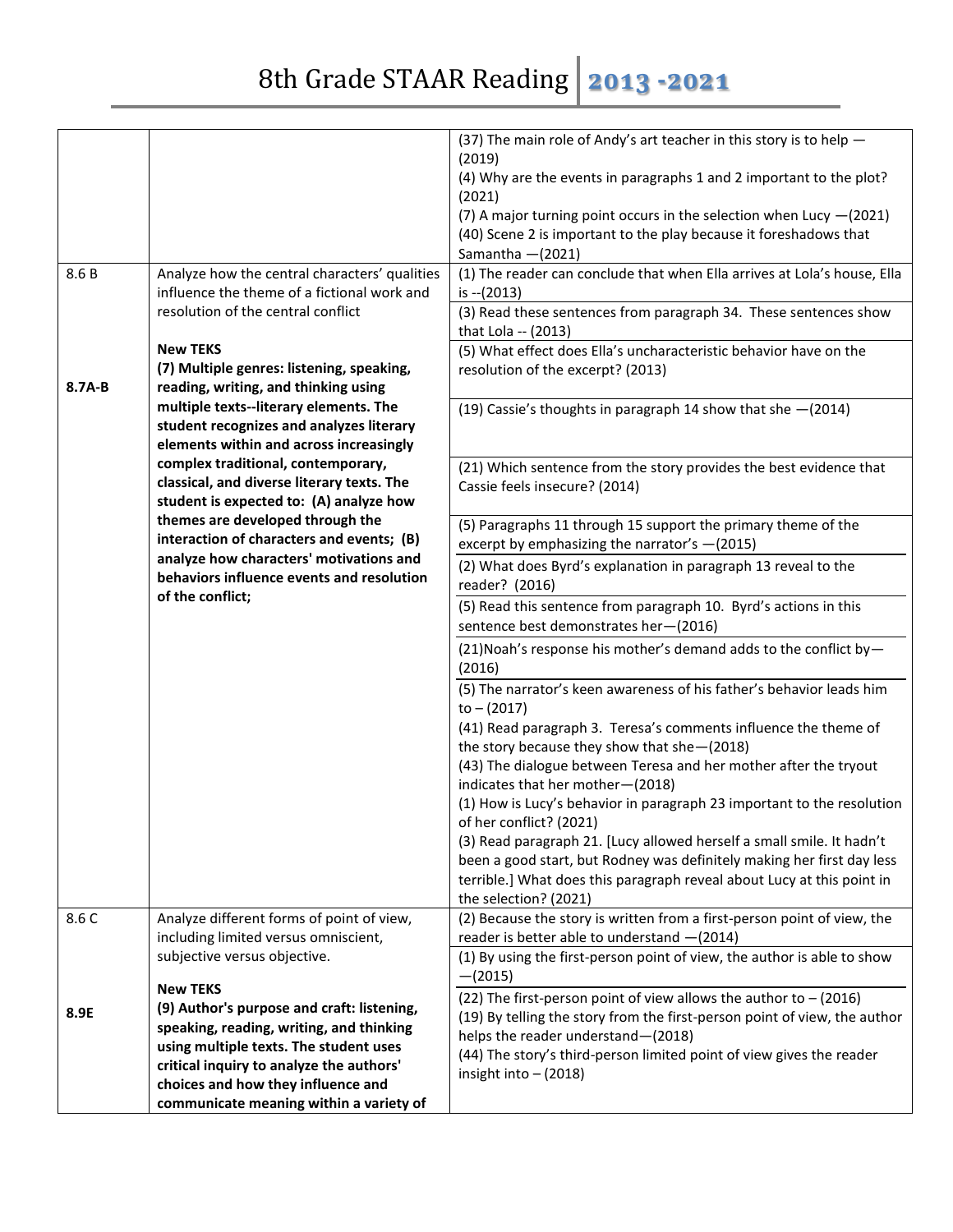# 8th Grade STAAR Reading 2013 -2021

| | | |
|---|---|---|
| | | (37) The main role of Andy's art teacher in this story is to help —(2019)<br>(4) Why are the events in paragraphs 1 and 2 important to the plot? (2021)<br>(7) A major turning point occurs in the selection when Lucy —(2021)<br>(40) Scene 2 is important to the play because it foreshadows that Samantha —(2021) |
| 8.6 B<br><br>8.7A-B | Analyze how the central characters' qualities influence the theme of a fictional work and resolution of the central conflict<br><br>**New TEKS**<br>**(7) Multiple genres: listening, speaking, reading, writing, and thinking using multiple texts--literary elements. The student recognizes and analyzes literary elements within and across increasingly complex traditional, contemporary, classical, and diverse literary texts. The student is expected to: (A) analyze how themes are developed through the interaction of characters and events; (B) analyze how characters' motivations and behaviors influence events and resolution of the conflict;** | (1) The reader can conclude that when Ella arrives at Lola's house, Ella is --(2013)<br>(3) Read these sentences from paragraph 34. These sentences show that Lola -- (2013)<br>(5) What effect does Ella's uncharacteristic behavior have on the resolution of the excerpt? (2013)<br>(19) Cassie's thoughts in paragraph 14 show that she —(2014)<br>(21) Which sentence from the story provides the best evidence that Cassie feels insecure? (2014)<br>(5) Paragraphs 11 through 15 support the primary theme of the excerpt by emphasizing the narrator's —(2015)<br>(2) What does Byrd's explanation in paragraph 13 reveal to the reader? (2016)<br>(5) Read this sentence from paragraph 10. Byrd's actions in this sentence best demonstrates her—(2016)<br>(21)Noah's response his mother's demand adds to the conflict by—(2016)<br>(5) The narrator's keen awareness of his father's behavior leads him to – (2017)<br>(41) Read paragraph 3. Teresa's comments influence the theme of the story because they show that she—(2018)<br>(43) The dialogue between Teresa and her mother after the tryout indicates that her mother—(2018)<br>(1) How is Lucy's behavior in paragraph 23 important to the resolution of her conflict? (2021)<br>(3) Read paragraph 21. [Lucy allowed herself a small smile. It hadn't been a good start, but Rodney was definitely making her first day less terrible.] What does this paragraph reveal about Lucy at this point in the selection? (2021) |
| 8.6 C<br><br>8.9E | Analyze different forms of point of view, including limited versus omniscient, subjective versus objective.<br><br>**New TEKS**<br>**(9) Author's purpose and craft: listening, speaking, reading, writing, and thinking using multiple texts. The student uses critical inquiry to analyze the authors' choices and how they influence and communicate meaning within a variety of** | (2) Because the story is written from a first-person point of view, the reader is better able to understand —(2014)<br>(1) By using the first-person point of view, the author is able to show —(2015)<br>(22) The first-person point of view allows the author to – (2016)<br>(19) By telling the story from the first-person point of view, the author helps the reader understand—(2018)<br>(44) The story's third-person limited point of view gives the reader insight into – (2018) |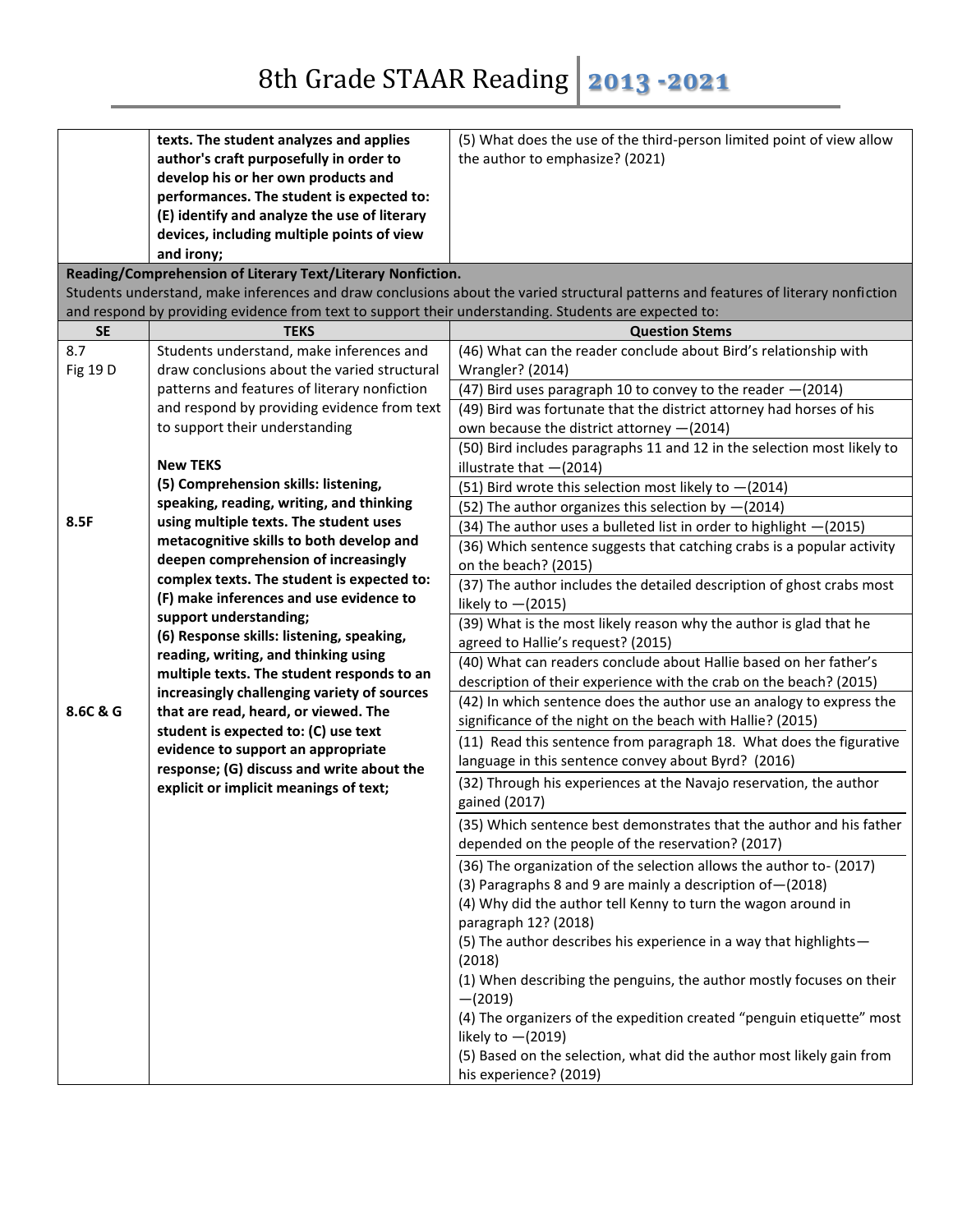| | | |
|---|---|---|
| | **texts. The student analyzes and applies author's craft purposefully in order to develop his or her own products and performances. The student is expected to: (E) identify and analyze the use of literary devices, including multiple points of view and irony;** | (5) What does the use of the third-person limited point of view allow the author to emphasize? (2021) |

**Reading/Comprehension of Literary Text/Literary Nonfiction.**
Students understand, make inferences and draw conclusions about the varied structural patterns and features of literary nonfiction and respond by providing evidence from text to support their understanding. Students are expected to:

| SE | TEKS | Question Stems |
|---|---|---|
| 8.7<br>Fig 19 D<br><br><br><br><br><br><br>**8.5F**<br><br><br><br><br><br><br><br><br>**8.6C & G** | Students understand, make inferences and draw conclusions about the varied structural patterns and features of literary nonfiction and respond by providing evidence from text to support their understanding<br><br>**New TEKS**<br>**(5) Comprehension skills: listening, speaking, reading, writing, and thinking using multiple texts. The student uses metacognitive skills to both develop and deepen comprehension of increasingly complex texts. The student is expected to: (F) make inferences and use evidence to support understanding;**<br>**(6) Response skills: listening, speaking, reading, writing, and thinking using multiple texts. The student responds to an increasingly challenging variety of sources that are read, heard, or viewed. The student is expected to: (C) use text evidence to support an appropriate response; (G) discuss and write about the explicit or implicit meanings of text;** | (46) What can the reader conclude about Bird's relationship with Wrangler? (2014) |
| | | (47) Bird uses paragraph 10 to convey to the reader —(2014) |
| | | (49) Bird was fortunate that the district attorney had horses of his own because the district attorney —(2014) |
| | | (50) Bird includes paragraphs 11 and 12 in the selection most likely to illustrate that —(2014) |
| | | (51) Bird wrote this selection most likely to —(2014) |
| | | (52) The author organizes this selection by —(2014) |
| | | (34) The author uses a bulleted list in order to highlight —(2015) |
| | | (36) Which sentence suggests that catching crabs is a popular activity on the beach? (2015) |
| | | (37) The author includes the detailed description of ghost crabs most likely to —(2015) |
| | | (39) What is the most likely reason why the author is glad that he agreed to Hallie's request? (2015) |
| | | (40) What can readers conclude about Hallie based on her father's description of their experience with the crab on the beach? (2015) |
| | | (42) In which sentence does the author use an analogy to express the significance of the night on the beach with Hallie? (2015) |
| | | (11) Read this sentence from paragraph 18. What does the figurative language in this sentence convey about Byrd? (2016) |
| | | (32) Through his experiences at the Navajo reservation, the author gained (2017) |
| | | (35) Which sentence best demonstrates that the author and his father depended on the people of the reservation? (2017) |
| | | (36) The organization of the selection allows the author to- (2017)<br>(3) Paragraphs 8 and 9 are mainly a description of—(2018)<br>(4) Why did the author tell Kenny to turn the wagon around in paragraph 12? (2018)<br>(5) The author describes his experience in a way that highlights—(2018)<br>(1) When describing the penguins, the author mostly focuses on their —(2019)<br>(4) The organizers of the expedition created "penguin etiquette" most likely to —(2019)<br>(5) Based on the selection, what did the author most likely gain from his experience? (2019) |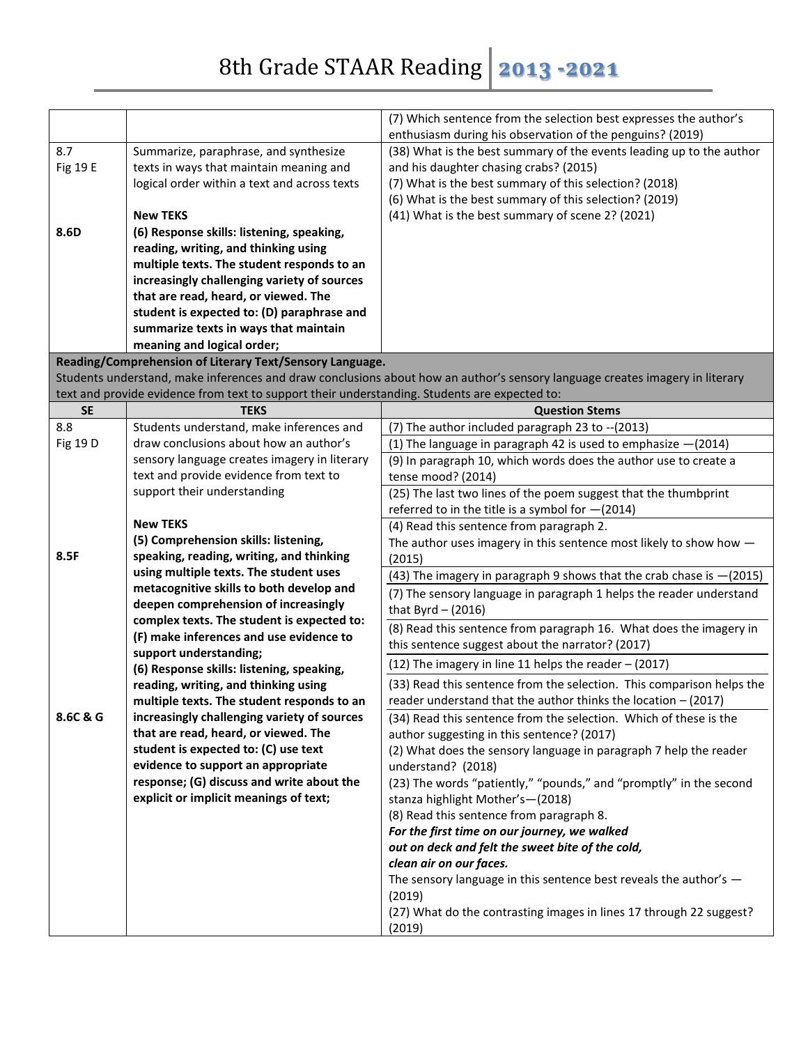| | | (7) Which sentence from the selection best expresses the author's enthusiasm during his observation of the penguins? (2019) |
|---|---|---|
| 8.7<br>Fig 19 E<br><br><br><br>**8.6D** | Summarize, paraphrase, and synthesize texts in ways that maintain meaning and logical order within a text and across texts<br><br>**New TEKS**<br>**(6) Response skills: listening, speaking, reading, writing, and thinking using multiple texts. The student responds to an increasingly challenging variety of sources that are read, heard, or viewed. The student is expected to: (D) paraphrase and summarize texts in ways that maintain meaning and logical order;** | (38) What is the best summary of the events leading up to the author and his daughter chasing crabs? (2015)<br>(7) What is the best summary of this selection? (2018)<br>(6) What is the best summary of this selection? (2019)<br>(41) What is the best summary of scene 2? (2021) |

**Reading/Comprehension of Literary Text/Sensory Language.**
Students understand, make inferences and draw conclusions about how an author's sensory language creates imagery in literary text and provide evidence from text to support their understanding. Students are expected to:

| SE | TEKS | Question Stems |
|---|---|---|
| 8.8<br>Fig 19 D<br><br><br><br><br><br>**8.5F**<br><br><br><br><br><br><br><br><br>**8.6C & G** | Students understand, make inferences and draw conclusions about how an author's sensory language creates imagery in literary text and provide evidence from text to support their understanding<br><br>**New TEKS**<br>**(5) Comprehension skills: listening, speaking, reading, writing, and thinking using multiple texts. The student uses metacognitive skills to both develop and deepen comprehension of increasingly complex texts. The student is expected to: (F) make inferences and use evidence to support understanding;**<br>**(6) Response skills: listening, speaking, reading, writing, and thinking using multiple texts. The student responds to an increasingly challenging variety of sources that are read, heard, or viewed. The student is expected to: (C) use text evidence to support an appropriate response; (G) discuss and write about the explicit or implicit meanings of text;** | (7) The author included paragraph 23 to --(2013)<br>(1) The language in paragraph 42 is used to emphasize —(2014)<br>(9) In paragraph 10, which words does the author use to create a tense mood? (2014)<br>(25) The last two lines of the poem suggest that the thumbprint referred to in the title is a symbol for —(2014)<br>(4) Read this sentence from paragraph 2.<br>The author uses imagery in this sentence most likely to show how — (2015)<br>(43) The imagery in paragraph 9 shows that the crab chase is —(2015)<br>(7) The sensory language in paragraph 1 helps the reader understand that Byrd – (2016)<br>(8) Read this sentence from paragraph 16. What does the imagery in this sentence suggest about the narrator? (2017)<br>(12) The imagery in line 11 helps the reader – (2017)<br>(33) Read this sentence from the selection. This comparison helps the reader understand that the author thinks the location – (2017)<br>(34) Read this sentence from the selection. Which of these is the author suggesting in this sentence? (2017)<br>(2) What does the sensory language in paragraph 7 help the reader understand? (2018)<br>(23) The words "patiently," "pounds," and "promptly" in the second stanza highlight Mother's—(2018)<br>(8) Read this sentence from paragraph 8.<br>***For the first time on our journey, we walked out on deck and felt the sweet bite of the cold, clean air on our faces.***<br>The sensory language in this sentence best reveals the author's — (2019)<br>(27) What do the contrasting images in lines 17 through 22 suggest? (2019) |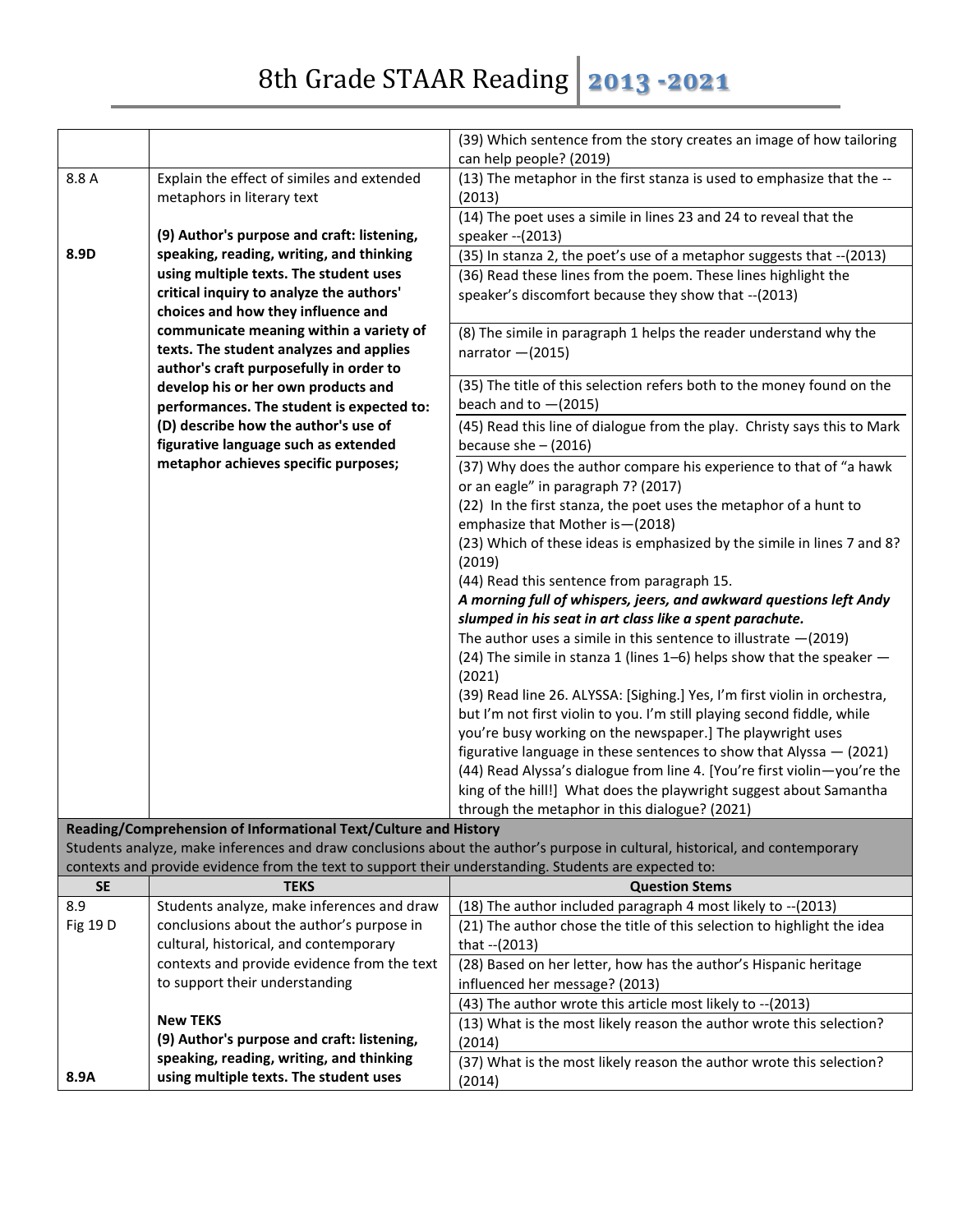# 8th Grade STAAR Reading 2013 -2021

| SE | TEKS | Question Stems |
|---|---|---|
| | | (39) Which sentence from the story creates an image of how tailoring can help people? (2019) |
| 8.8 A<br><br>**8.9D** | Explain the effect of similes and extended metaphors in literary text<br><br>**(9) Author's purpose and craft: listening, speaking, reading, writing, and thinking using multiple texts. The student uses critical inquiry to analyze the authors' choices and how they influence and communicate meaning within a variety of texts. The student analyzes and applies author's craft purposefully in order to develop his or her own products and performances. The student is expected to: (D) describe how the author's use of figurative language such as extended metaphor achieves specific purposes;** | (13) The metaphor in the first stanza is used to emphasize that the --(2013) |
| | | (14) The poet uses a simile in lines 23 and 24 to reveal that the speaker --(2013) |
| | | (35) In stanza 2, the poet's use of a metaphor suggests that --(2013) |
| | | (36) Read these lines from the poem. These lines highlight the speaker's discomfort because they show that --(2013) |
| | | (8) The simile in paragraph 1 helps the reader understand why the narrator —(2015) |
| | | (35) The title of this selection refers both to the money found on the beach and to —(2015) |
| | | (45) Read this line of dialogue from the play. Christy says this to Mark because she – (2016) |
| | | (37) Why does the author compare his experience to that of "a hawk or an eagle" in paragraph 7? (2017)<br>(22) In the first stanza, the poet uses the metaphor of a hunt to emphasize that Mother is—(2018)<br>(23) Which of these ideas is emphasized by the simile in lines 7 and 8? (2019)<br>(44) Read this sentence from paragraph 15.<br>***A morning full of whispers, jeers, and awkward questions left Andy slumped in his seat in art class like a spent parachute.***<br>The author uses a simile in this sentence to illustrate —(2019)<br>(24) The simile in stanza 1 (lines 1–6) helps show that the speaker —(2021)<br>(39) Read line 26. ALYSSA: [Sighing.] Yes, I'm first violin in orchestra, but I'm not first violin to you. I'm still playing second fiddle, while you're busy working on the newspaper.] The playwright uses figurative language in these sentences to show that Alyssa — (2021)<br>(44) Read Alyssa's dialogue from line 4. [You're first violin—you're the king of the hill!] What does the playwright suggest about Samantha through the metaphor in this dialogue? (2021) |

**Reading/Comprehension of Informational Text/Culture and History**
Students analyze, make inferences and draw conclusions about the author's purpose in cultural, historical, and contemporary contexts and provide evidence from the text to support their understanding. Students are expected to:

| SE | TEKS | Question Stems |
|---|---|---|
| 8.9<br>Fig 19 D<br><br><br><br><br><br><br>**8.9A** | Students analyze, make inferences and draw conclusions about the author's purpose in cultural, historical, and contemporary contexts and provide evidence from the text to support their understanding<br><br>**New TEKS**<br>**(9) Author's purpose and craft: listening, speaking, reading, writing, and thinking using multiple texts. The student uses** | (18) The author included paragraph 4 most likely to --(2013) |
| | | (21) The author chose the title of this selection to highlight the idea that --(2013) |
| | | (28) Based on her letter, how has the author's Hispanic heritage influenced her message? (2013) |
| | | (43) The author wrote this article most likely to --(2013) |
| | | (13) What is the most likely reason the author wrote this selection? (2014) |
| | | (37) What is the most likely reason the author wrote this selection? (2014) |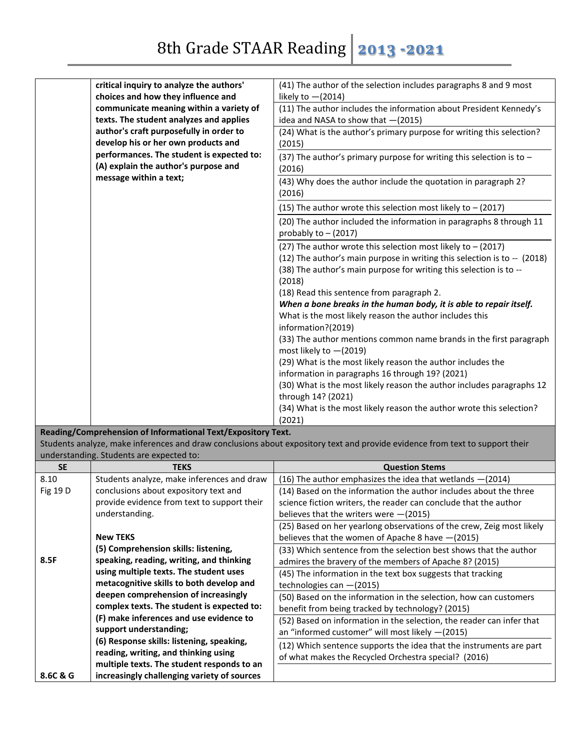| | | |
|---|---|---|
| | **critical inquiry to analyze the authors' choices and how they influence and communicate meaning within a variety of texts. The student analyzes and applies author's craft purposefully in order to develop his or her own products and performances. The student is expected to: (A) explain the author's purpose and message within a text;** | (41) The author of the selection includes paragraphs 8 and 9 most likely to —(2014) |
| | | (11) The author includes the information about President Kennedy's idea and NASA to show that —(2015) |
| | | (24) What is the author's primary purpose for writing this selection? (2015) |
| | | (37) The author's primary purpose for writing this selection is to – (2016) |
| | | (43) Why does the author include the quotation in paragraph 2? (2016) |
| | | (15) The author wrote this selection most likely to – (2017) |
| | | (20) The author included the information in paragraphs 8 through 11 probably to – (2017) |
| | | (27) The author wrote this selection most likely to – (2017)<br>(12) The author's main purpose in writing this selection is to -- (2018)<br>(38) The author's main purpose for writing this selection is to -- (2018)<br>(18) Read this sentence from paragraph 2.<br>***When a bone breaks in the human body, it is able to repair itself.***<br>What is the most likely reason the author includes this information?(2019)<br>(33) The author mentions common name brands in the first paragraph most likely to —(2019)<br>(29) What is the most likely reason the author includes the information in paragraphs 16 through 19? (2021)<br>(30) What is the most likely reason the author includes paragraphs 12 through 14? (2021)<br>(34) What is the most likely reason the author wrote this selection? (2021) |

**Reading/Comprehension of Informational Text/Expository Text.**
Students analyze, make inferences and draw conclusions about expository text and provide evidence from text to support their understanding. Students are expected to:

| SE | TEKS | Question Stems |
|---|---|---|
| 8.10<br>Fig 19 D | Students analyze, make inferences and draw conclusions about expository text and provide evidence from text to support their understanding. | (16) The author emphasizes the idea that wetlands —(2014) |
| | | (14) Based on the information the author includes about the three science fiction writers, the reader can conclude that the author believes that the writers were —(2015) |
| | **New TEKS** | (25) Based on her yearlong observations of the crew, Zeig most likely believes that the women of Apache 8 have —(2015) |
| 8.5F | **(5) Comprehension skills: listening, speaking, reading, writing, and thinking using multiple texts. The student uses metacognitive skills to both develop and deepen comprehension of increasingly complex texts. The student is expected to:** | (33) Which sentence from the selection best shows that the author admires the bravery of the members of Apache 8? (2015) |
| | | (45) The information in the text box suggests that tracking technologies can —(2015) |
| | | (50) Based on the information in the selection, how can customers benefit from being tracked by technology? (2015) |
| | **(F) make inferences and use evidence to support understanding;** | (52) Based on information in the selection, the reader can infer that an "informed customer" will most likely —(2015) |
| | **(6) Response skills: listening, speaking, reading, writing, and thinking using multiple texts. The student responds to an** | (12) Which sentence supports the idea that the instruments are part of what makes the Recycled Orchestra special? (2016) |
| 8.6C & G | **increasingly challenging variety of sources** | |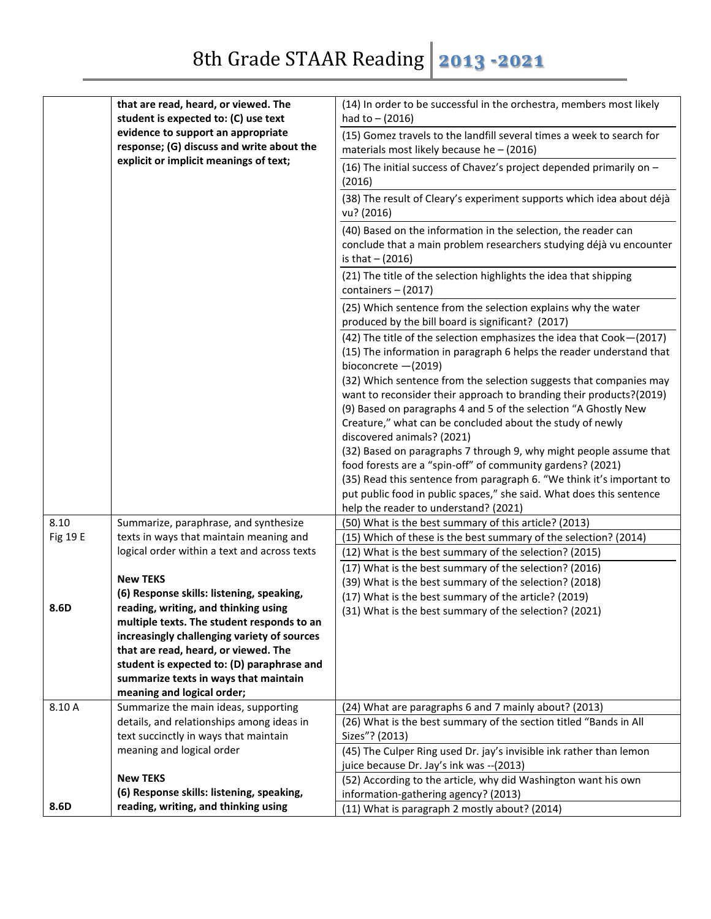| | | |
|---|---|---|
| | **that are read, heard, or viewed. The student is expected to: (C) use text evidence to support an appropriate response; (G) discuss and write about the explicit or implicit meanings of text;** | (14) In order to be successful in the orchestra, members most likely had to – (2016)<br>(15) Gomez travels to the landfill several times a week to search for materials most likely because he – (2016)<br>(16) The initial success of Chavez's project depended primarily on – (2016)<br>(38) The result of Cleary's experiment supports which idea about déjà vu? (2016)<br>(40) Based on the information in the selection, the reader can conclude that a main problem researchers studying déjà vu encounter is that – (2016)<br>(21) The title of the selection highlights the idea that shipping containers – (2017)<br>(25) Which sentence from the selection explains why the water produced by the bill board is significant? (2017)<br>(42) The title of the selection emphasizes the idea that Cook—(2017)<br>(15) The information in paragraph 6 helps the reader understand that bioconcrete —(2019)<br>(32) Which sentence from the selection suggests that companies may want to reconsider their approach to branding their products?(2019)<br>(9) Based on paragraphs 4 and 5 of the selection "A Ghostly New Creature," what can be concluded about the study of newly discovered animals? (2021)<br>(32) Based on paragraphs 7 through 9, why might people assume that food forests are a "spin-off" of community gardens? (2021)<br>(35) Read this sentence from paragraph 6. "We think it's important to put public food in public spaces," she said. What does this sentence help the reader to understand? (2021) |
| 8.10<br>Fig 19 E<br><br><br>**8.6D** | Summarize, paraphrase, and synthesize texts in ways that maintain meaning and logical order within a text and across texts<br><br>**New TEKS**<br>**(6) Response skills: listening, speaking, reading, writing, and thinking using multiple texts. The student responds to an increasingly challenging variety of sources that are read, heard, or viewed. The student is expected to: (D) paraphrase and summarize texts in ways that maintain meaning and logical order;** | (50) What is the best summary of this article? (2013)<br>(15) Which of these is the best summary of the selection? (2014)<br>(12) What is the best summary of the selection? (2015)<br>(17) What is the best summary of the selection? (2016)<br>(39) What is the best summary of the selection? (2018)<br>(17) What is the best summary of the article? (2019)<br>(31) What is the best summary of the selection? (2021) |
| 8.10 A<br><br><br><br><br>**8.6D** | Summarize the main ideas, supporting details, and relationships among ideas in text succinctly in ways that maintain meaning and logical order<br><br>**New TEKS**<br>**(6) Response skills: listening, speaking, reading, writing, and thinking using** | (24) What are paragraphs 6 and 7 mainly about? (2013)<br>(26) What is the best summary of the section titled "Bands in All Sizes"? (2013)<br>(45) The Culper Ring used Dr. jay's invisible ink rather than lemon juice because Dr. Jay's ink was --(2013)<br>(52) According to the article, why did Washington want his own information-gathering agency? (2013)<br>(11) What is paragraph 2 mostly about? (2014) |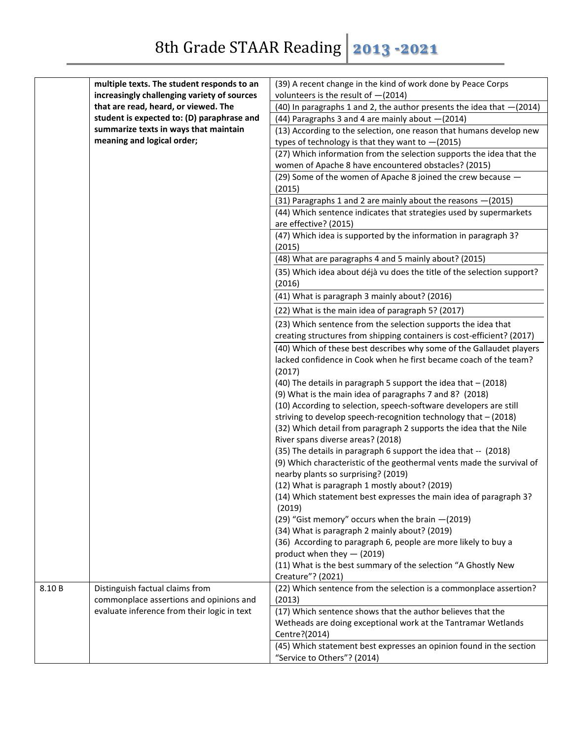| | | |
|---|---|---|
| | **multiple texts. The student responds to an increasingly challenging variety of sources that are read, heard, or viewed. The student is expected to: (D) paraphrase and summarize texts in ways that maintain meaning and logical order;** | (39) A recent change in the kind of work done by Peace Corps volunteers is the result of —(2014) |
| | | (40) In paragraphs 1 and 2, the author presents the idea that —(2014) |
| | | (44) Paragraphs 3 and 4 are mainly about —(2014) |
| | | (13) According to the selection, one reason that humans develop new types of technology is that they want to —(2015) |
| | | (27) Which information from the selection supports the idea that the women of Apache 8 have encountered obstacles? (2015) |
| | | (29) Some of the women of Apache 8 joined the crew because — (2015) |
| | | (31) Paragraphs 1 and 2 are mainly about the reasons —(2015) |
| | | (44) Which sentence indicates that strategies used by supermarkets are effective? (2015) |
| | | (47) Which idea is supported by the information in paragraph 3? (2015) |
| | | (48) What are paragraphs 4 and 5 mainly about? (2015) |
| | | (35) Which idea about déjà vu does the title of the selection support? (2016) |
| | | (41) What is paragraph 3 mainly about? (2016) |
| | | (22) What is the main idea of paragraph 5? (2017) |
| | | (23) Which sentence from the selection supports the idea that creating structures from shipping containers is cost-efficient? (2017) |
| | | (40) Which of these best describes why some of the Gallaudet players lacked confidence in Cook when he first became coach of the team? (2017)<br>(40) The details in paragraph 5 support the idea that – (2018)<br>(9) What is the main idea of paragraphs 7 and 8? (2018)<br>(10) According to selection, speech-software developers are still striving to develop speech-recognition technology that – (2018)<br>(32) Which detail from paragraph 2 supports the idea that the Nile River spans diverse areas? (2018)<br>(35) The details in paragraph 6 support the idea that -- (2018)<br>(9) Which characteristic of the geothermal vents made the survival of nearby plants so surprising? (2019)<br>(12) What is paragraph 1 mostly about? (2019)<br>(14) Which statement best expresses the main idea of paragraph 3? (2019)<br>(29) "Gist memory" occurs when the brain —(2019)<br>(34) What is paragraph 2 mainly about? (2019)<br>(36) According to paragraph 6, people are more likely to buy a product when they — (2019)<br>(11) What is the best summary of the selection "A Ghostly New Creature"? (2021) |
| 8.10 B | Distinguish factual claims from commonplace assertions and opinions and evaluate inference from their logic in text | (22) Which sentence from the selection is a commonplace assertion? (2013) |
| | | (17) Which sentence shows that the author believes that the Wetheads are doing exceptional work at the Tantramar Wetlands Centre?(2014) |
| | | (45) Which statement best expresses an opinion found in the section "Service to Others"? (2014) |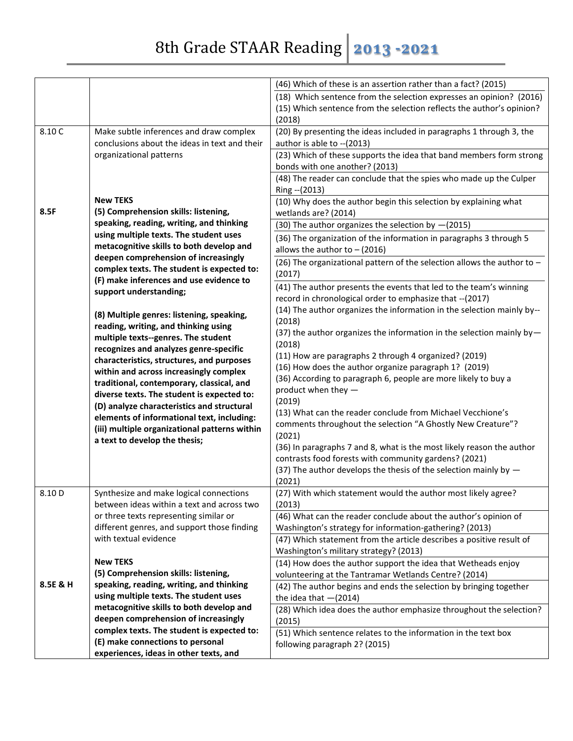# 8th Grade STAAR Reading 2013 -2021

| | | |
|---|---|---|
| | | (46) Which of these is an assertion rather than a fact? (2015)<br>(18) Which sentence from the selection expresses an opinion? (2016)<br>(15) Which sentence from the selection reflects the author's opinion? (2018) |
| 8.10 C<br><br>**8.5F** | Make subtle inferences and draw complex conclusions about the ideas in text and their organizational patterns<br><br>**New TEKS**<br>**(5) Comprehension skills: listening, speaking, reading, writing, and thinking using multiple texts. The student uses metacognitive skills to both develop and deepen comprehension of increasingly complex texts. The student is expected to: (F) make inferences and use evidence to support understanding;**<br><br>**(8) Multiple genres: listening, speaking, reading, writing, and thinking using multiple texts--genres. The student recognizes and analyzes genre-specific characteristics, structures, and purposes within and across increasingly complex traditional, contemporary, classical, and diverse texts. The student is expected to: (D) analyze characteristics and structural elements of informational text, including: (iii) multiple organizational patterns within a text to develop the thesis;** | (20) By presenting the ideas included in paragraphs 1 through 3, the author is able to --(2013)<br>(23) Which of these supports the idea that band members form strong bonds with one another? (2013)<br>(48) The reader can conclude that the spies who made up the Culper Ring --(2013)<br>(10) Why does the author begin this selection by explaining what wetlands are? (2014)<br>(30) The author organizes the selection by —(2015)<br>(36) The organization of the information in paragraphs 3 through 5 allows the author to – (2016)<br>(26) The organizational pattern of the selection allows the author to – (2017)<br>(41) The author presents the events that led to the team's winning record in chronological order to emphasize that --(2017)<br>(14) The author organizes the information in the selection mainly by-- (2018)<br>(37) the author organizes the information in the selection mainly by— (2018)<br>(11) How are paragraphs 2 through 4 organized? (2019)<br>(16) How does the author organize paragraph 1? (2019)<br>(36) According to paragraph 6, people are more likely to buy a product when they — (2019)<br>(13) What can the reader conclude from Michael Vecchione's comments throughout the selection "A Ghostly New Creature"? (2021)<br>(36) In paragraphs 7 and 8, what is the most likely reason the author contrasts food forests with community gardens? (2021)<br>(37) The author develops the thesis of the selection mainly by — (2021) |
| 8.10 D<br><br>**8.5E & H** | Synthesize and make logical connections between ideas within a text and across two or three texts representing similar or different genres, and support those finding with textual evidence<br><br>**New TEKS**<br>**(5) Comprehension skills: listening, speaking, reading, writing, and thinking using multiple texts. The student uses metacognitive skills to both develop and deepen comprehension of increasingly complex texts. The student is expected to: (E) make connections to personal experiences, ideas in other texts, and** | (27) With which statement would the author most likely agree? (2013)<br>(46) What can the reader conclude about the author's opinion of Washington's strategy for information-gathering? (2013)<br>(47) Which statement from the article describes a positive result of Washington's military strategy? (2013)<br>(14) How does the author support the idea that Wetheads enjoy volunteering at the Tantramar Wetlands Centre? (2014)<br>(42) The author begins and ends the selection by bringing together the idea that —(2014)<br>(28) Which idea does the author emphasize throughout the selection? (2015)<br>(51) Which sentence relates to the information in the text box following paragraph 2? (2015) |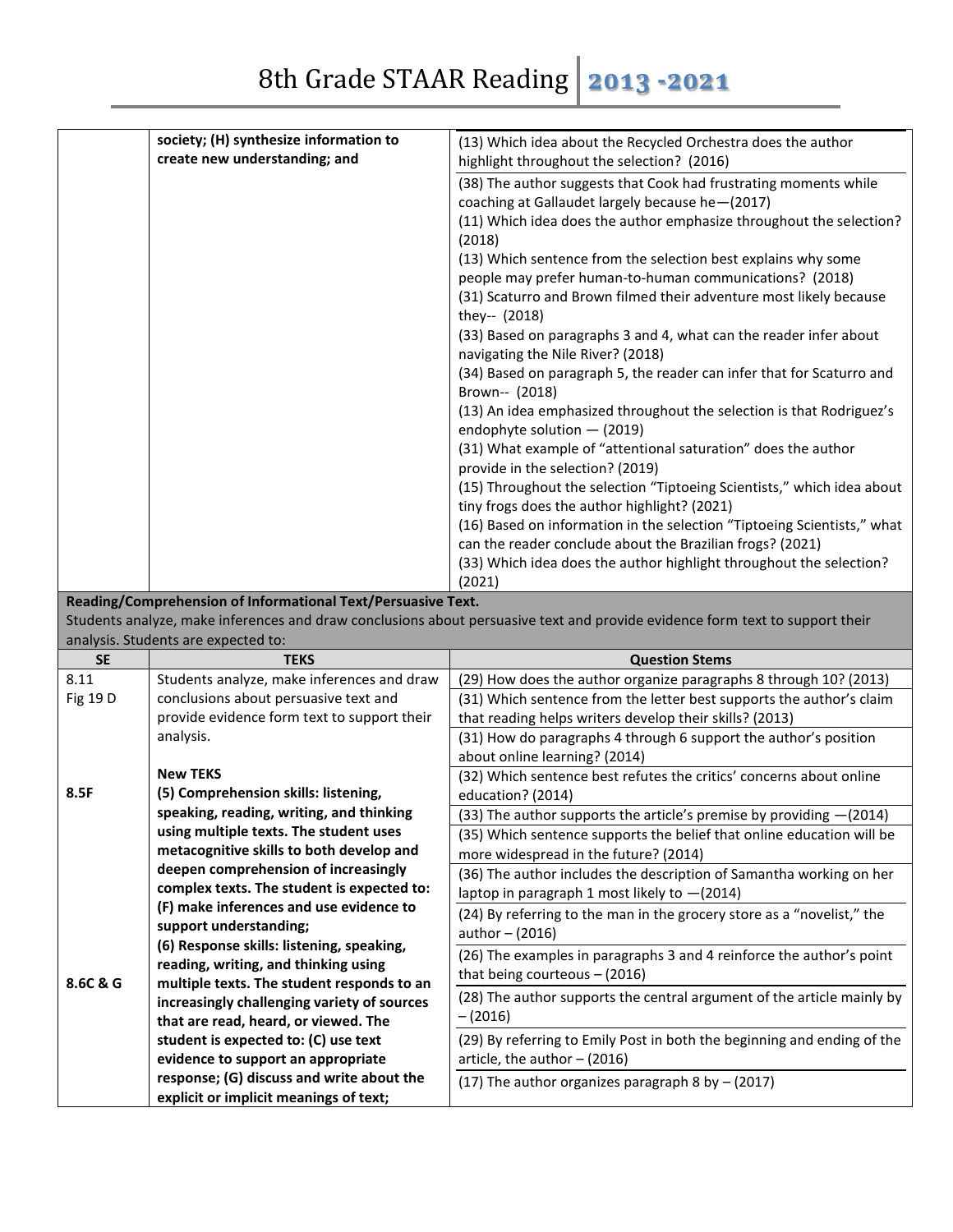| | society; **(H) synthesize information to create new understanding; and** | (13) Which idea about the Recycled Orchestra does the author highlight throughout the selection? (2016) |
|---|---|---|
| | | (38) The author suggests that Cook had frustrating moments while coaching at Gallaudet largely because he—(2017)<br>(11) Which idea does the author emphasize throughout the selection? (2018)<br>(13) Which sentence from the selection best explains why some people may prefer human-to-human communications? (2018)<br>(31) Scaturro and Brown filmed their adventure most likely because they-- (2018)<br>(33) Based on paragraphs 3 and 4, what can the reader infer about navigating the Nile River? (2018)<br>(34) Based on paragraph 5, the reader can infer that for Scaturro and Brown-- (2018)<br>(13) An idea emphasized throughout the selection is that Rodriguez's endophyte solution — (2019)<br>(31) What example of "attentional saturation" does the author provide in the selection? (2019)<br>(15) Throughout the selection "Tiptoeing Scientists," which idea about tiny frogs does the author highlight? (2021)<br>(16) Based on information in the selection "Tiptoeing Scientists," what can the reader conclude about the Brazilian frogs? (2021)<br>(33) Which idea does the author highlight throughout the selection? (2021) |

**Reading/Comprehension of Informational Text/Persuasive Text.**
Students analyze, make inferences and draw conclusions about persuasive text and provide evidence form text to support their analysis. Students are expected to:

| SE | TEKS | Question Stems |
|---|---|---|
| 8.11<br>Fig 19 D<br><br><br><br>8.5F<br><br><br><br><br><br><br><br>8.6C & G | Students analyze, make inferences and draw conclusions about persuasive text and provide evidence form text to support their analysis.<br><br>**New TEKS**<br>**(5) Comprehension skills: listening, speaking, reading, writing, and thinking using multiple texts. The student uses metacognitive skills to both develop and deepen comprehension of increasingly complex texts. The student is expected to: (F) make inferences and use evidence to support understanding;**<br>**(6) Response skills: listening, speaking, reading, writing, and thinking using multiple texts. The student responds to an increasingly challenging variety of sources that are read, heard, or viewed. The student is expected to: (C) use text evidence to support an appropriate response; (G) discuss and write about the explicit or implicit meanings of text;** | (29) How does the author organize paragraphs 8 through 10? (2013) |
| | | (31) Which sentence from the letter best supports the author's claim that reading helps writers develop their skills? (2013) |
| | | (31) How do paragraphs 4 through 6 support the author's position about online learning? (2014) |
| | | (32) Which sentence best refutes the critics' concerns about online education? (2014) |
| | | (33) The author supports the article's premise by providing —(2014) |
| | | (35) Which sentence supports the belief that online education will be more widespread in the future? (2014) |
| | | (36) The author includes the description of Samantha working on her laptop in paragraph 1 most likely to —(2014) |
| | | (24) By referring to the man in the grocery store as a "novelist," the author – (2016) |
| | | (26) The examples in paragraphs 3 and 4 reinforce the author's point that being courteous – (2016) |
| | | (28) The author supports the central argument of the article mainly by – (2016) |
| | | (29) By referring to Emily Post in both the beginning and ending of the article, the author – (2016) |
| | | (17) The author organizes paragraph 8 by – (2017) |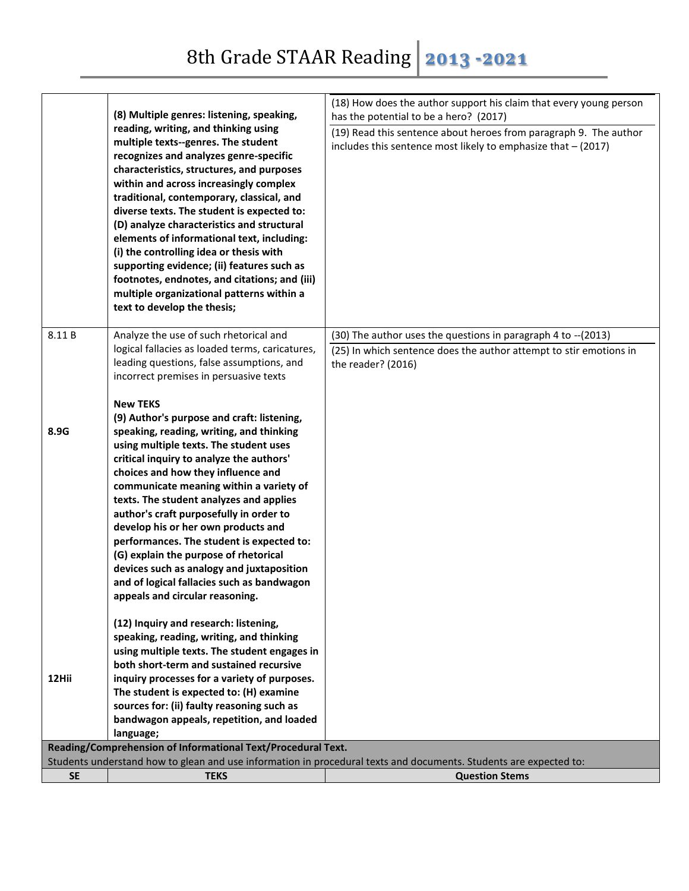| SE | TEKS | Question Stems |
|---|---|---|
| | **(8) Multiple genres: listening, speaking, reading, writing, and thinking using multiple texts--genres. The student recognizes and analyzes genre-specific characteristics, structures, and purposes within and across increasingly complex traditional, contemporary, classical, and diverse texts. The student is expected to: (D) analyze characteristics and structural elements of informational text, including: (i) the controlling idea or thesis with supporting evidence; (ii) features such as footnotes, endnotes, and citations; and (iii) multiple organizational patterns within a text to develop the thesis;** | (18) How does the author support his claim that every young person has the potential to be a hero? (2017)<br>(19) Read this sentence about heroes from paragraph 9. The author includes this sentence most likely to emphasize that – (2017) |
| 8.11 B<br><br>**8.9G**<br><br>**12Hii** | Analyze the use of such rhetorical and logical fallacies as loaded terms, caricatures, leading questions, false assumptions, and incorrect premises in persuasive texts<br><br>**New TEKS**<br>**(9) Author's purpose and craft: listening, speaking, reading, writing, and thinking using multiple texts. The student uses critical inquiry to analyze the authors' choices and how they influence and communicate meaning within a variety of texts. The student analyzes and applies author's craft purposefully in order to develop his or her own products and performances. The student is expected to: (G) explain the purpose of rhetorical devices such as analogy and juxtaposition and of logical fallacies such as bandwagon appeals and circular reasoning.**<br><br>**(12) Inquiry and research: listening, speaking, reading, writing, and thinking using multiple texts. The student engages in both short-term and sustained recursive inquiry processes for a variety of purposes. The student is expected to: (H) examine sources for: (ii) faulty reasoning such as bandwagon appeals, repetition, and loaded language;** | (30) The author uses the questions in paragraph 4 to --(2013)<br>(25) In which sentence does the author attempt to stir emotions in the reader? (2016) |
| **Reading/Comprehension of Informational Text/Procedural Text.**<br>Students understand how to glean and use information in procedural texts and documents. Students are expected to: | | |
| **SE** | **TEKS** | **Question Stems** |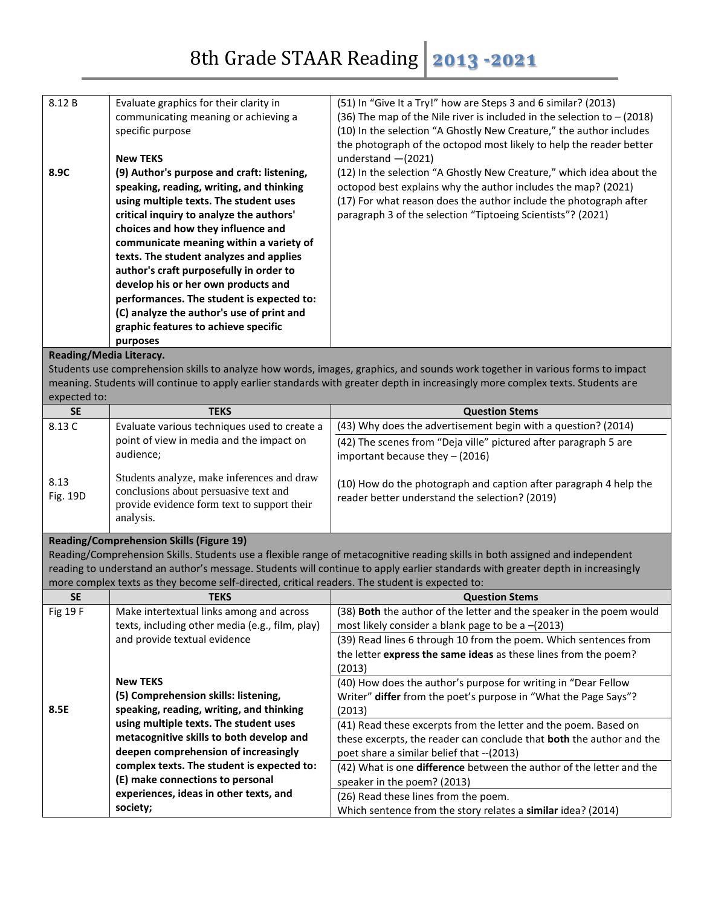# 8th Grade STAAR Reading 2013 -2021

| | | |
|---|---|---|
| 8.12 B<br><br><br><br>**8.9C** | Evaluate graphics for their clarity in communicating meaning or achieving a specific purpose<br><br>**New TEKS**<br>**(9) Author's purpose and craft: listening, speaking, reading, writing, and thinking using multiple texts. The student uses critical inquiry to analyze the authors' choices and how they influence and communicate meaning within a variety of texts. The student analyzes and applies author's craft purposefully in order to develop his or her own products and performances. The student is expected to: (C) analyze the author's use of print and graphic features to achieve specific purposes** | (51) In "Give It a Try!" how are Steps 3 and 6 similar? (2013)<br>(36) The map of the Nile river is included in the selection to – (2018)<br>(10) In the selection "A Ghostly New Creature," the author includes the photograph of the octopod most likely to help the reader better understand —(2021)<br>(12) In the selection "A Ghostly New Creature," which idea about the octopod best explains why the author includes the map? (2021)<br>(17) For what reason does the author include the photograph after paragraph 3 of the selection "Tiptoeing Scientists"? (2021) |

**Reading/Media Literacy.**
Students use comprehension skills to analyze how words, images, graphics, and sounds work together in various forms to impact meaning. Students will continue to apply earlier standards with greater depth in increasingly more complex texts. Students are expected to:

| SE | TEKS | Question Stems |
|---|---|---|
| 8.13 C | Evaluate various techniques used to create a point of view in media and the impact on audience; | (43) Why does the advertisement begin with a question? (2014)<br>(42) The scenes from "Deja ville" pictured after paragraph 5 are important because they – (2016) |
| 8.13 Fig. 19D | Students analyze, make inferences and draw conclusions about persuasive text and provide evidence form text to support their analysis. | (10) How do the photograph and caption after paragraph 4 help the reader better understand the selection? (2019) |

**Reading/Comprehension Skills (Figure 19)**
Reading/Comprehension Skills. Students use a flexible range of metacognitive reading skills in both assigned and independent reading to understand an author's message. Students will continue to apply earlier standards with greater depth in increasingly more complex texts as they become self-directed, critical readers. The student is expected to:

| SE | TEKS | Question Stems |
|---|---|---|
| Fig 19 F<br><br><br><br><br>**8.5E** | Make intertextual links among and across texts, including other media (e.g., film, play) and provide textual evidence<br><br>**New TEKS**<br>**(5) Comprehension skills: listening, speaking, reading, writing, and thinking using multiple texts. The student uses metacognitive skills to both develop and deepen comprehension of increasingly complex texts. The student is expected to: (E) make connections to personal experiences, ideas in other texts, and society;** | (38) **Both** the author of the letter and the speaker in the poem would most likely consider a blank page to be a –(2013)<br>(39) Read lines 6 through 10 from the poem. Which sentences from the letter **express the same ideas** as these lines from the poem? (2013)<br>(40) How does the author's purpose for writing in "Dear Fellow Writer" **differ** from the poet's purpose in "What the Page Says"? (2013)<br>(41) Read these excerpts from the letter and the poem. Based on these excerpts, the reader can conclude that **both** the author and the poet share a similar belief that --(2013)<br>(42) What is one **difference** between the author of the letter and the speaker in the poem? (2013)<br>(26) Read these lines from the poem.<br>Which sentence from the story relates a **similar** idea? (2014) |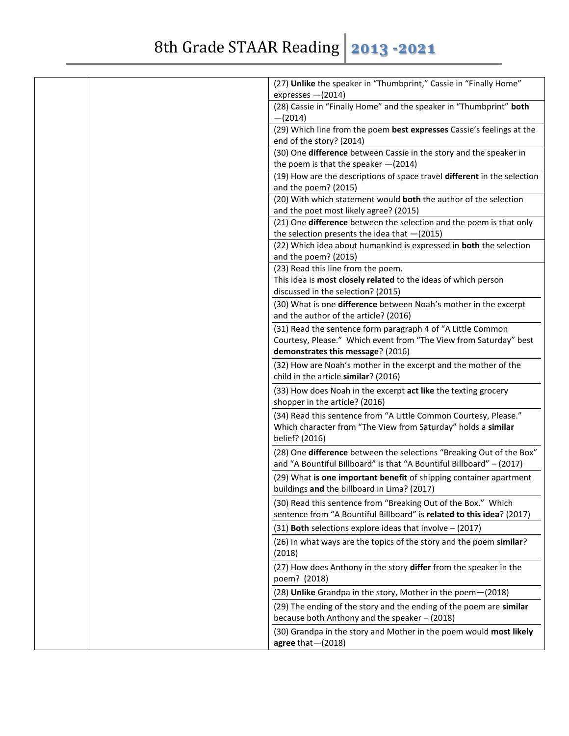| | | |
|---|---|---|
| | | (27) **Unlike** the speaker in "Thumbprint," Cassie in "Finally Home" expresses —(2014) |
| | | (28) Cassie in "Finally Home" and the speaker in "Thumbprint" **both** —(2014) |
| | | (29) Which line from the poem **best expresses** Cassie's feelings at the end of the story? (2014) |
| | | (30) One **difference** between Cassie in the story and the speaker in the poem is that the speaker —(2014) |
| | | (19) How are the descriptions of space travel **different** in the selection and the poem? (2015) |
| | | (20) With which statement would **both** the author of the selection and the poet most likely agree? (2015) |
| | | (21) One **difference** between the selection and the poem is that only the selection presents the idea that —(2015) |
| | | (22) Which idea about humankind is expressed in **both** the selection and the poem? (2015) |
| | | (23) Read this line from the poem. This idea is **most closely related** to the ideas of which person discussed in the selection? (2015) |
| | | (30) What is one **difference** between Noah's mother in the excerpt and the author of the article? (2016) |
| | | (31) Read the sentence form paragraph 4 of "A Little Common Courtesy, Please." Which event from "The View from Saturday" best **demonstrates this message**? (2016) |
| | | (32) How are Noah's mother in the excerpt and the mother of the child in the article **similar**? (2016) |
| | | (33) How does Noah in the excerpt **act like** the texting grocery shopper in the article? (2016) |
| | | (34) Read this sentence from "A Little Common Courtesy, Please." Which character from "The View from Saturday" holds a **similar** belief? (2016) |
| | | (28) One **difference** between the selections "Breaking Out of the Box" and "A Bountiful Billboard" is that "A Bountiful Billboard" – (2017) |
| | | (29) What **is one important benefit** of shipping container apartment buildings **and** the billboard in Lima? (2017) |
| | | (30) Read this sentence from "Breaking Out of the Box." Which sentence from "A Bountiful Billboard" is **related to this idea**? (2017) |
| | | (31) **Both** selections explore ideas that involve – (2017) |
| | | (26) In what ways are the topics of the story and the poem **similar**? (2018) |
| | | (27) How does Anthony in the story **differ** from the speaker in the poem? (2018) |
| | | (28) **Unlike** Grandpa in the story, Mother in the poem—(2018) |
| | | (29) The ending of the story and the ending of the poem are **similar** because both Anthony and the speaker – (2018) |
| | | (30) Grandpa in the story and Mother in the poem would **most likely agree** that—(2018) |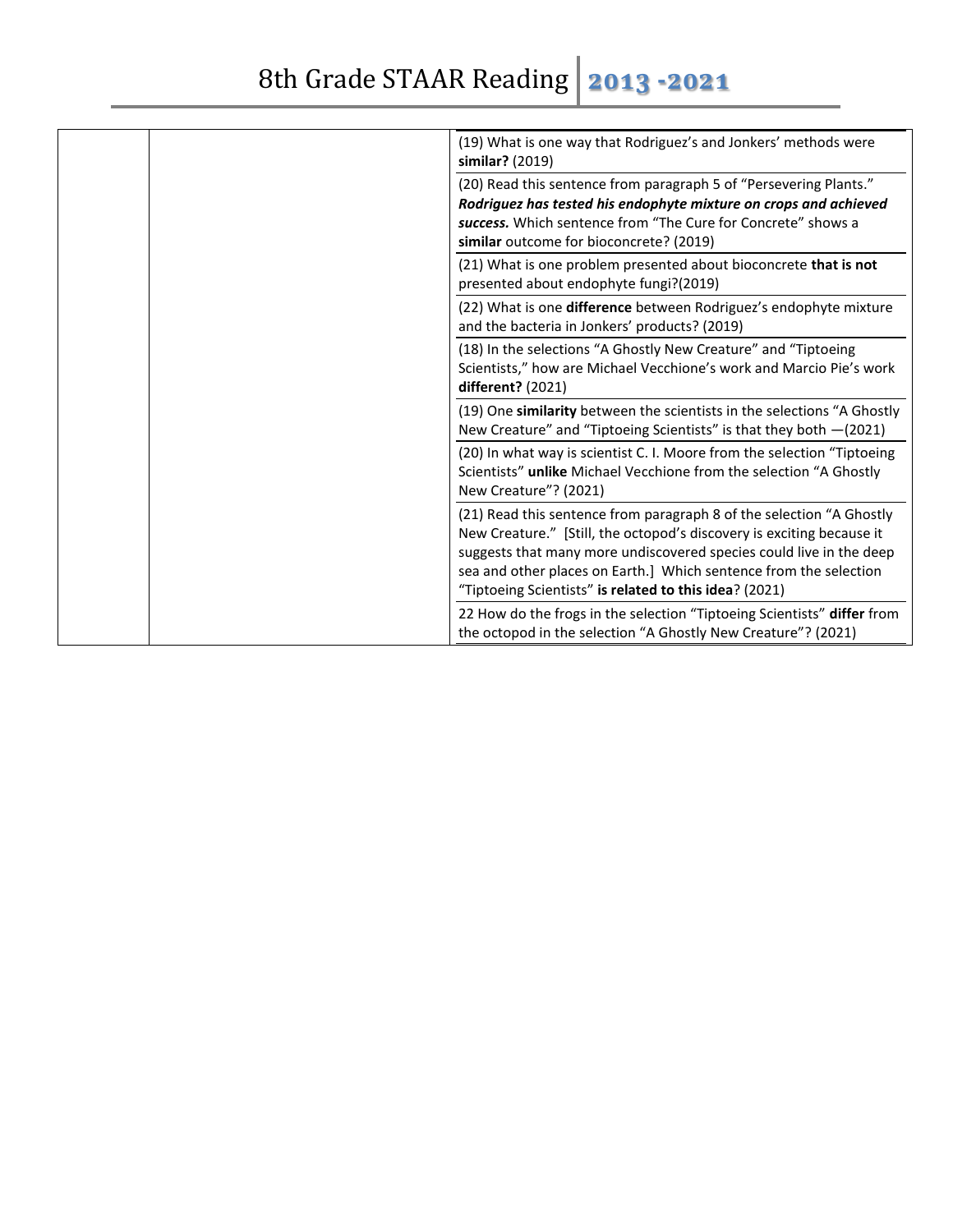| | | |
|---|---|---|
| | | (19) What is one way that Rodriguez's and Jonkers' methods were **similar?** (2019) |
| | | (20) Read this sentence from paragraph 5 of "Persevering Plants." ***Rodriguez has tested his endophyte mixture on crops and achieved success.*** Which sentence from "The Cure for Concrete" shows a **similar** outcome for bioconcrete? (2019) |
| | | (21) What is one problem presented about bioconcrete **that is not** presented about endophyte fungi?(2019) |
| | | (22) What is one **difference** between Rodriguez's endophyte mixture and the bacteria in Jonkers' products? (2019) |
| | | (18) In the selections "A Ghostly New Creature" and "Tiptoeing Scientists," how are Michael Vecchione's work and Marcio Pie's work **different?** (2021) |
| | | (19) One **similarity** between the scientists in the selections "A Ghostly New Creature" and "Tiptoeing Scientists" is that they both —(2021) |
| | | (20) In what way is scientist C. I. Moore from the selection "Tiptoeing Scientists" **unlike** Michael Vecchione from the selection "A Ghostly New Creature"? (2021) |
| | | (21) Read this sentence from paragraph 8 of the selection "A Ghostly New Creature." [Still, the octopod's discovery is exciting because it suggests that many more undiscovered species could live in the deep sea and other places on Earth.] Which sentence from the selection "Tiptoeing Scientists" **is related to this idea**? (2021) |
| | | 22 How do the frogs in the selection "Tiptoeing Scientists" **differ** from the octopod in the selection "A Ghostly New Creature"? (2021) |